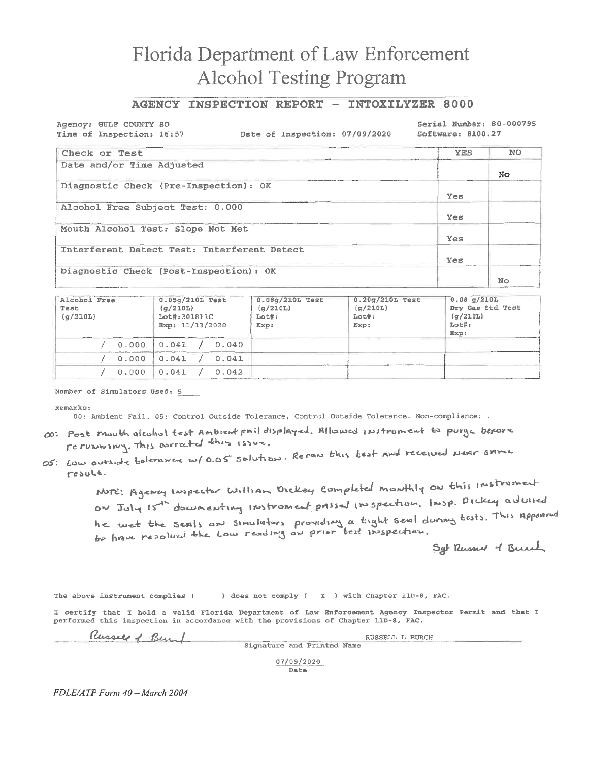# Florida Department of Law Enforcement
# Alcohol Testing Program

## AGENCY INSPECTION REPORT - INTOXILYZER 8000

Agency: GULF COUNTY SO
Time of Inspection: 16:57 Date of Inspection: 07/09/2020
Serial Number: 80-000795
Software: 8100.27

| Check or Test | YES | NO |
|---|---|---|
| Date and/or Time Adjusted | | No |
| Diagnostic Check (Pre-Inspection): OK | Yes | |
| Alcohol Free Subject Test: 0.000 | Yes | |
| Mouth Alcohol Test: Slope Not Met | Yes | |
| Interferent Detect Test: Interferent Detect | Yes | |
| Diagnostic Check (Post-Inspection): OK | | No |

| Alcohol Free Test (g/210L) | 0.05g/210L Test (g/210L) Lot#:201811C Exp: 11/13/2020 | 0.08g/210L Test (g/210L) Lot#: Exp: | 0.20g/210L Test (g/210L) Lot#: Exp: | 0.08 g/210L Dry Gas Std Test (g/210L) Lot#: Exp: |
|---|---|---|---|---|
| / 0.000 | 0.041 / 0.040 | | | |
| / 0.000 | 0.041 / 0.041 | | | |
| / 0.000 | 0.041 / 0.042 | | | |

Number of Simulators Used: 5

Remarks:
00: Ambient Fail. 05: Control Outside Tolerance, Control Outside Tolerance. Non-compliance: .

00: Post mouth alcohol test Ambient fail displayed. Allowed instrument to purge before rerunning. This corrected this issue.

05: Low outside tolerance w/ 0.05 solution. Reran this test and received near same result.

NOTE: Agency Inspector William Dickey completed monthly on this instrument on July 15th documenting instrument passed inspection. Insp. Dickey advised he wet the seals on simulators providing a tight seal during tests. This appeared to have resolved the low reading on prior test inspection.

Sgt Russell L Burch

The above instrument complies ( ) does not comply ( X ) with Chapter 11D-8, FAC.

I certify that I hold a valid Florida Department of Law Enforcement Agency Inspector Permit and that I performed this inspection in accordance with the provisions of Chapter 11D-8, FAC.

Russell L Burch — RUSSELL L BURCH
Signature and Printed Name

07/09/2020
Date

*FDLE/ATP Form 40 – March 2004*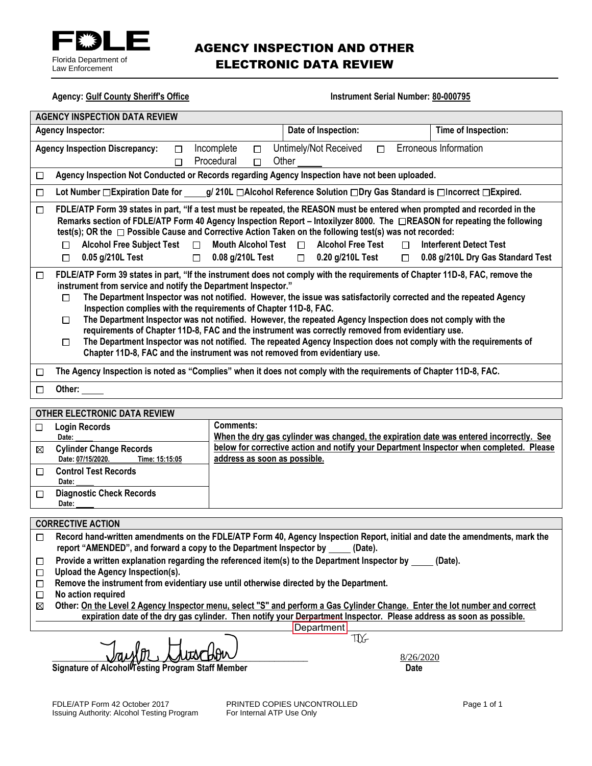Florida Department of Law Enforcement

# AGENCY INSPECTION AND OTHER ELECTRONIC DATA REVIEW

**Agency:** **Gulf County Sheriff's Office** **Instrument Serial Number:** **80-000795**

## AGENCY INSPECTION DATA REVIEW

| Agency Inspector: | Date of Inspection: | Time of Inspection: |
|---|---|---|

**Agency Inspection Discrepancy:** ☐ Incomplete ☐ Untimely/Not Received ☐ Erroneous Information ☐ Procedural ☐ Other ____

☐ **Agency Inspection Not Conducted or Records regarding Agency Inspection have not been uploaded.**

☐ **Lot Number ☐Expiration Date for ____g/ 210L ☐Alcohol Reference Solution ☐Dry Gas Standard is ☐Incorrect ☐Expired.**

☐ **FDLE/ATP Form 39 states in part, "If a test must be repeated, the REASON must be entered when prompted and recorded in the Remarks section of FDLE/ATP Form 40 Agency Inspection Report – Intoxilyzer 8000. The ☐REASON for repeating the following test(s); OR the ☐ Possible Cause and Corrective Action Taken on the following test(s) was not recorded:**

- ☐ **Alcohol Free Subject Test** ☐ **Mouth Alcohol Test** ☐ **Alcohol Free Test** ☐ **Interferent Detect Test**
- ☐ **0.05 g/210L Test** ☐ **0.08 g/210L Test** ☐ **0.20 g/210L Test** ☐ **0.08 g/210L Dry Gas Standard Test**

☐ **FDLE/ATP Form 39 states in part, "If the instrument does not comply with the requirements of Chapter 11D-8, FAC, remove the instrument from service and notify the Department Inspector."**

- ☐ **The Department Inspector was not notified. However, the issue was satisfactorily corrected and the repeated Agency Inspection complies with the requirements of Chapter 11D-8, FAC.**
- ☐ **The Department Inspector was not notified. However, the repeated Agency Inspection does not comply with the requirements of Chapter 11D-8, FAC and the instrument was correctly removed from evidentiary use.**
- ☐ **The Department Inspector was not notified. The repeated Agency Inspection does not comply with the requirements of Chapter 11D-8, FAC and the instrument was not removed from evidentiary use.**

☐ **The Agency Inspection is noted as "Complies" when it does not comply with the requirements of Chapter 11D-8, FAC.**

☐ **Other:** ____

## OTHER ELECTRONIC DATA REVIEW

| Record | Comments: |
|---|---|
| ☐ **Login Records** Date: ____ | **When the dry gas cylinder was changed, the expiration date was entered incorrectly. See below for corrective action and notify your Department Inspector when completed. Please address as soon as possible.** |
| ☒ **Cylinder Change Records** Date: 07/15/2020. Time: 15:15:05 | |
| ☐ **Control Test Records** Date: ____ | |
| ☐ **Diagnostic Check Records** Date: ____ | |

## CORRECTIVE ACTION

- ☐ **Record hand-written amendments on the FDLE/ATP Form 40, Agency Inspection Report, initial and date the amendments, mark the report "AMENDED", and forward a copy to the Department Inspector by ____ (Date).**
- ☐ **Provide a written explanation regarding the referenced item(s) to the Department Inspector by ____ (Date).**
- ☐ **Upload the Agency Inspection(s).**
- ☐ **Remove the instrument from evidentiary use until otherwise directed by the Department.**
- ☐ **No action required**
- ☒ **Other: On the Level 2 Agency Inspector menu, select "S" and perform a Gas Cylinder Change. Enter the lot number and correct expiration date of the dry gas cylinder. Then notify your ~~Derpartment~~ Department Inspector. Please address as soon as possible.** TDG

Taylor Gustafson 8/26/2020

**Signature of Alcohol Testing Program Staff Member** **Date**

FDLE/ATP Form 42 October 2017
Issuing Authority: Alcohol Testing Program

PRINTED COPIES UNCONTROLLED
For Internal ATP Use Only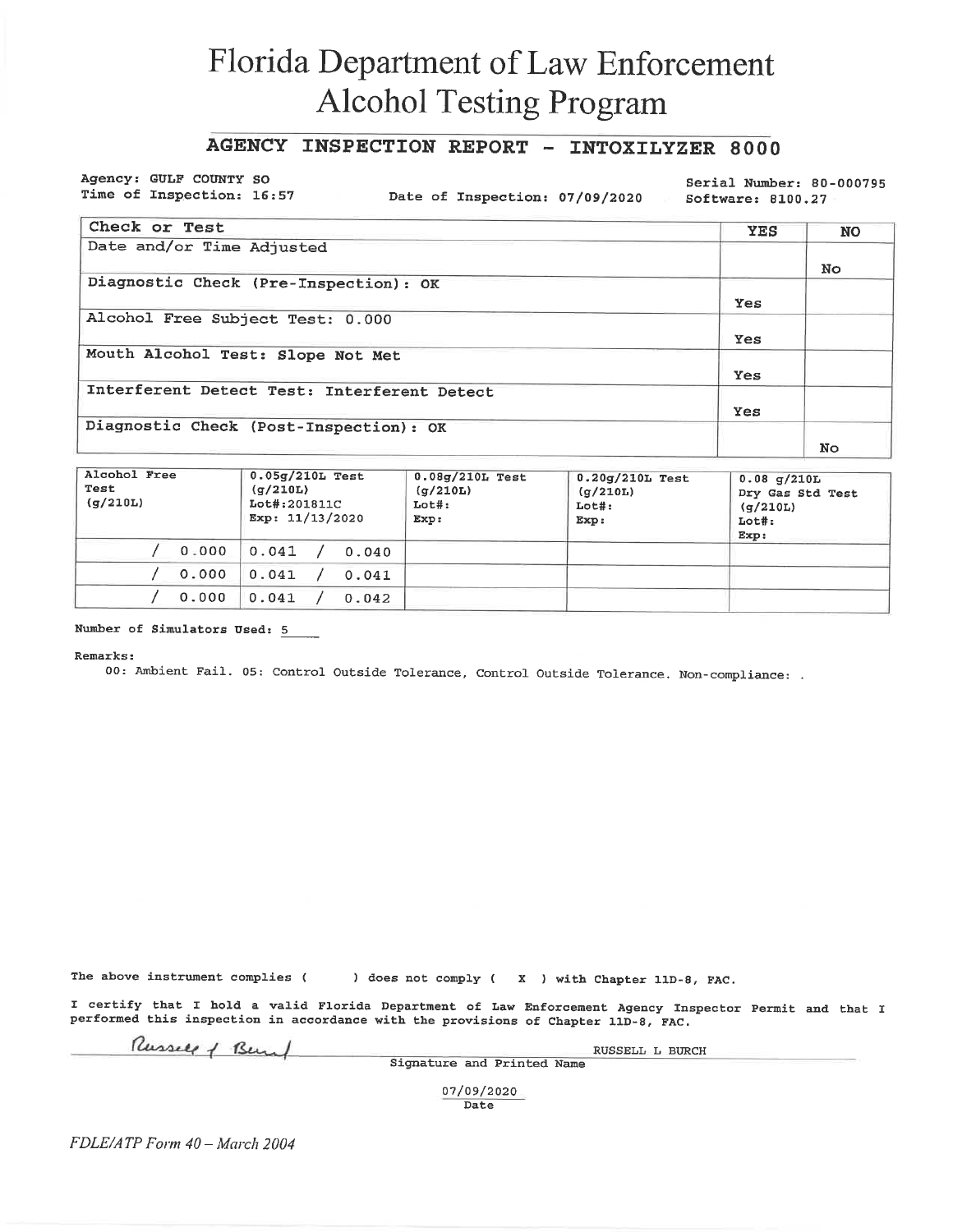# Florida Department of Law Enforcement
# Alcohol Testing Program

## AGENCY INSPECTION REPORT - INTOXILYZER 8000

Agency: GULF COUNTY SO
Time of Inspection: 16:57
Date of Inspection: 07/09/2020
Serial Number: 80-000795
Software: 8100.27

| Check or Test | YES | NO |
|---|---|---|
| Date and/or Time Adjusted | | No |
| Diagnostic Check (Pre-Inspection): OK | Yes | |
| Alcohol Free Subject Test: 0.000 | Yes | |
| Mouth Alcohol Test: Slope Not Met | Yes | |
| Interferent Detect Test: Interferent Detect | Yes | |
| Diagnostic Check (Post-Inspection): OK | | No |

| Alcohol Free Test (g/210L) | 0.05g/210L Test (g/210L) Lot#:201811C Exp: 11/13/2020 | 0.08g/210L Test (g/210L) Lot#: Exp: | 0.20g/210L Test (g/210L) Lot#: Exp: | 0.08 g/210L Dry Gas Std Test (g/210L) Lot#: Exp: |
|---|---|---|---|---|
| / 0.000 | 0.041 / 0.040 | | | |
| / 0.000 | 0.041 / 0.041 | | | |
| / 0.000 | 0.041 / 0.042 | | | |

Number of Simulators Used: 5

Remarks:
00: Ambient Fail. 05: Control Outside Tolerance, Control Outside Tolerance. Non-compliance: .

The above instrument complies ( ) does not comply ( X ) with Chapter 11D-8, FAC.

I certify that I hold a valid Florida Department of Law Enforcement Agency Inspector Permit and that I performed this inspection in accordance with the provisions of Chapter 11D-8, FAC.

Russell L Burch RUSSELL L BURCH
Signature and Printed Name

07/09/2020
Date

*FDLE/ATP Form 40 – March 2004*